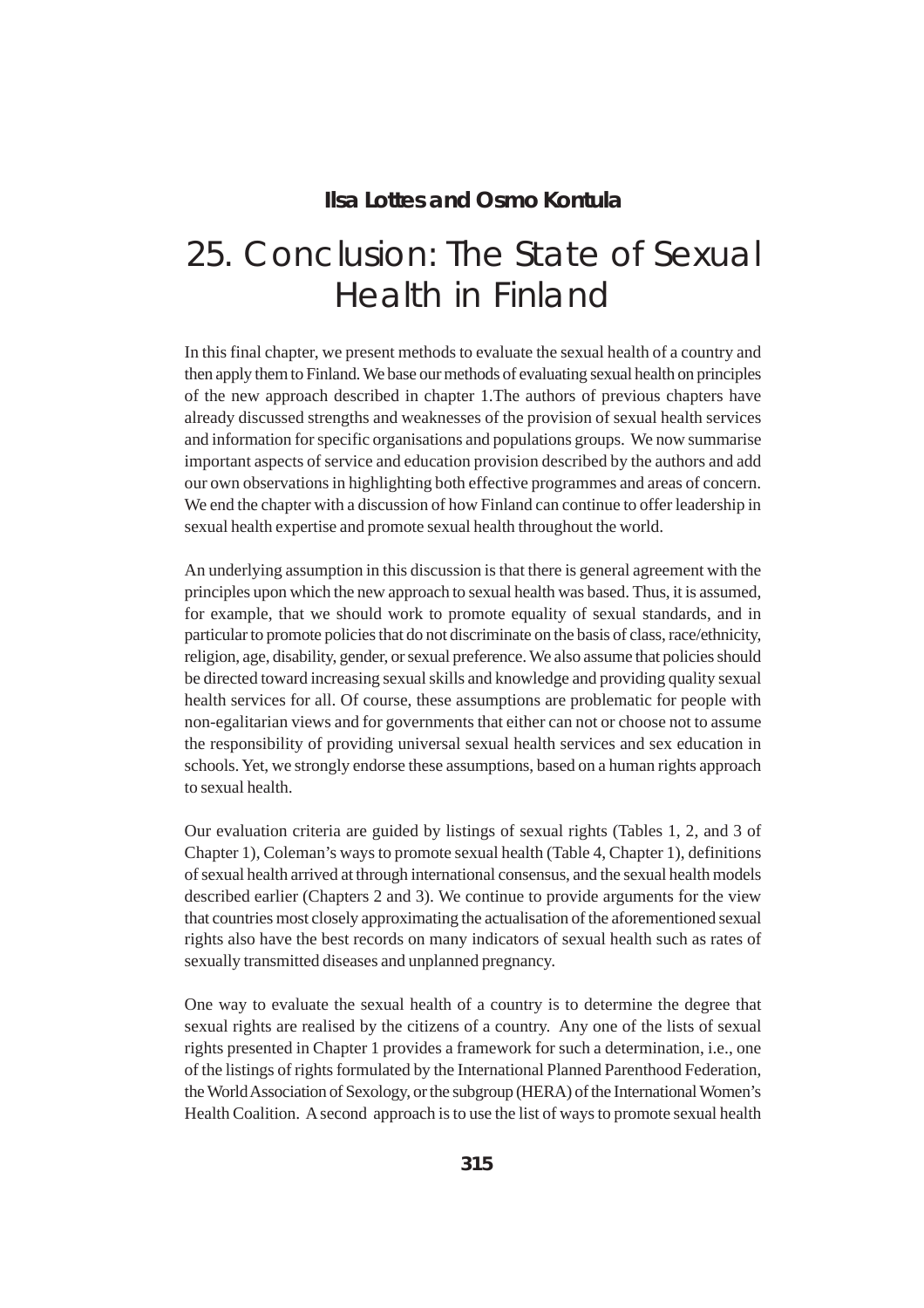**Ilsa Lottes and Osmo Kontula**

# 25. Conclusion: The State of Sexual Health in Finland

In this final chapter, we present methods to evaluate the sexual health of a country and then apply them to Finland. We base our methods of evaluating sexual health on principles of the new approach described in chapter 1.The authors of previous chapters have already discussed strengths and weaknesses of the provision of sexual health services and information for specific organisations and populations groups. We now summarise important aspects of service and education provision described by the authors and add our own observations in highlighting both effective programmes and areas of concern. We end the chapter with a discussion of how Finland can continue to offer leadership in sexual health expertise and promote sexual health throughout the world.

An underlying assumption in this discussion is that there is general agreement with the principles upon which the new approach to sexual health was based. Thus, it is assumed, for example, that we should work to promote equality of sexual standards, and in particular to promote policies that do not discriminate on the basis of class, race/ethnicity, religion, age, disability, gender, or sexual preference. We also assume that policies should be directed toward increasing sexual skills and knowledge and providing quality sexual health services for all. Of course, these assumptions are problematic for people with non-egalitarian views and for governments that either can not or choose not to assume the responsibility of providing universal sexual health services and sex education in schools. Yet, we strongly endorse these assumptions, based on a human rights approach to sexual health.

Our evaluation criteria are guided by listings of sexual rights (Tables 1, 2, and 3 of Chapter 1), Coleman's ways to promote sexual health (Table 4, Chapter 1), definitions of sexual health arrived at through international consensus, and the sexual health models described earlier (Chapters 2 and 3). We continue to provide arguments for the view that countries most closely approximating the actualisation of the aforementioned sexual rights also have the best records on many indicators of sexual health such as rates of sexually transmitted diseases and unplanned pregnancy.

One way to evaluate the sexual health of a country is to determine the degree that sexual rights are realised by the citizens of a country. Any one of the lists of sexual rights presented in Chapter 1 provides a framework for such a determination, i.e., one of the listings of rights formulated by the International Planned Parenthood Federation, the World Association of Sexology, or the subgroup (HERA) of the International Women's Health Coalition. A second approach is to use the list of ways to promote sexual health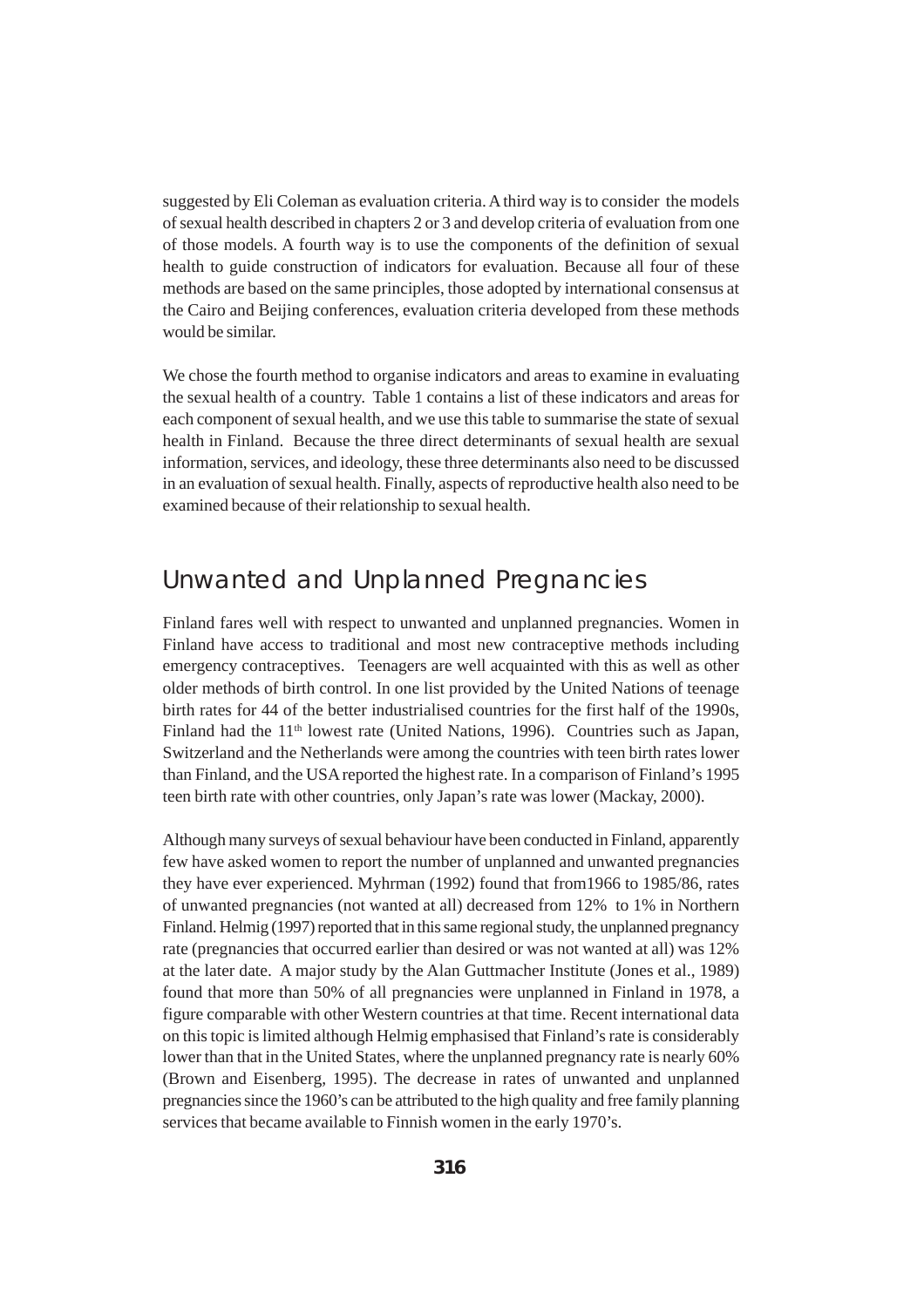suggested by Eli Coleman as evaluation criteria. A third way is to consider the models of sexual health described in chapters 2 or 3 and develop criteria of evaluation from one of those models. A fourth way is to use the components of the definition of sexual health to guide construction of indicators for evaluation. Because all four of these methods are based on the same principles, those adopted by international consensus at the Cairo and Beijing conferences, evaluation criteria developed from these methods would be similar.

We chose the fourth method to organise indicators and areas to examine in evaluating the sexual health of a country. Table 1 contains a list of these indicators and areas for each component of sexual health, and we use this table to summarise the state of sexual health in Finland. Because the three direct determinants of sexual health are sexual information, services, and ideology, these three determinants also need to be discussed in an evaluation of sexual health. Finally, aspects of reproductive health also need to be examined because of their relationship to sexual health.

## Unwanted and Unplanned Pregnancies

Finland fares well with respect to unwanted and unplanned pregnancies. Women in Finland have access to traditional and most new contraceptive methods including emergency contraceptives. Teenagers are well acquainted with this as well as other older methods of birth control. In one list provided by the United Nations of teenage birth rates for 44 of the better industrialised countries for the first half of the 1990s, Finland had the 11th lowest rate (United Nations, 1996). Countries such as Japan, Switzerland and the Netherlands were among the countries with teen birth rates lower than Finland, and the USA reported the highest rate. In a comparison of Finland's 1995 teen birth rate with other countries, only Japan's rate was lower (Mackay, 2000).

Although many surveys of sexual behaviour have been conducted in Finland, apparently few have asked women to report the number of unplanned and unwanted pregnancies they have ever experienced. Myhrman (1992) found that from1966 to 1985/86, rates of unwanted pregnancies (not wanted at all) decreased from 12% to 1% in Northern Finland. Helmig (1997) reported that in this same regional study, the unplanned pregnancy rate (pregnancies that occurred earlier than desired or was not wanted at all) was 12% at the later date. A major study by the Alan Guttmacher Institute (Jones et al., 1989) found that more than 50% of all pregnancies were unplanned in Finland in 1978, a figure comparable with other Western countries at that time. Recent international data on this topic is limited although Helmig emphasised that Finland's rate is considerably lower than that in the United States, where the unplanned pregnancy rate is nearly 60% (Brown and Eisenberg, 1995). The decrease in rates of unwanted and unplanned pregnancies since the 1960's can be attributed to the high quality and free family planning services that became available to Finnish women in the early 1970's.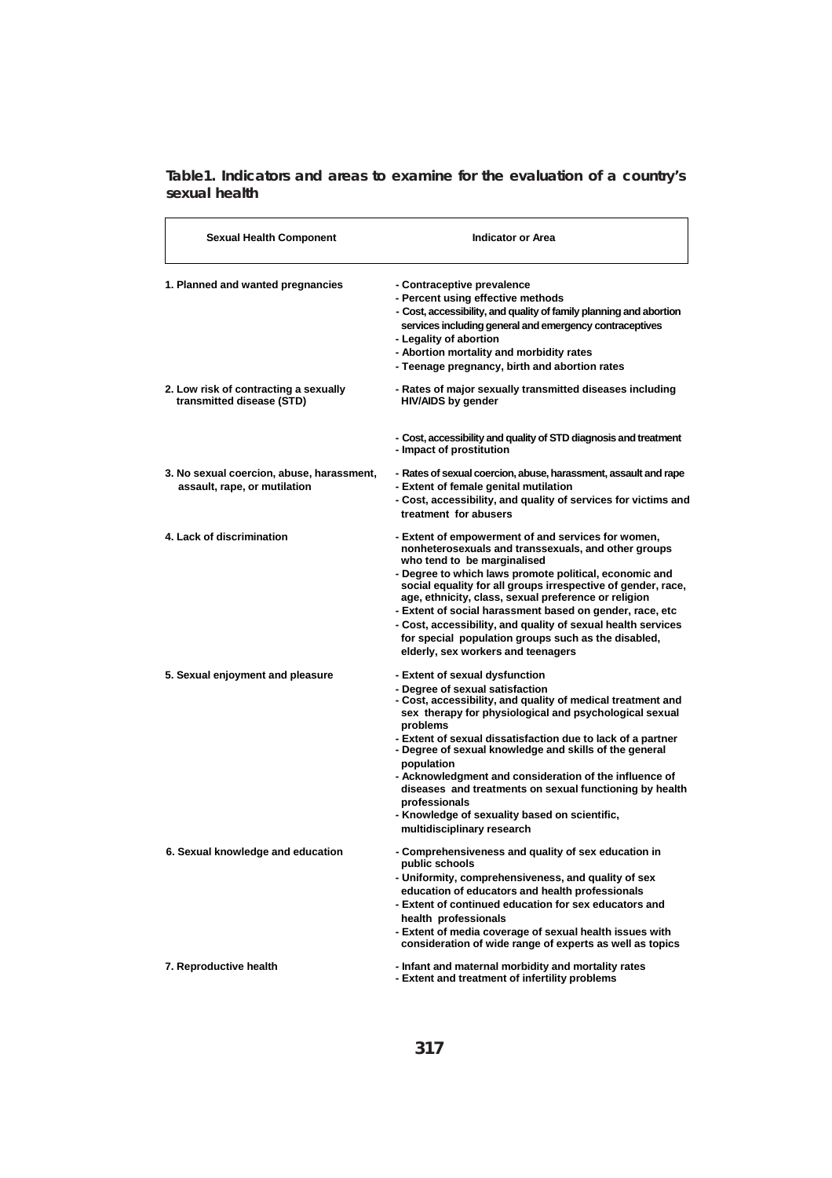**Table1. Indicators and areas to examine for the evaluation of a country's sexual health**

| Sexual Health Component | Indicator or Area |
|---|---|
| 1. Planned and wanted pregnancies | - Contraceptive prevalence<br>- Percent using effective methods<br>- Cost, accessibility, and quality of family planning and abortion services including general and emergency contraceptives<br>- Legality of abortion<br>- Abortion mortality and morbidity rates<br>- Teenage pregnancy, birth and abortion rates |
| 2. Low risk of contracting a sexually transmitted disease (STD) | - Rates of major sexually transmitted diseases including HIV/AIDS by gender<br>- Cost, accessibility and quality of STD diagnosis and treatment<br>- Impact of prostitution |
| 3. No sexual coercion, abuse, harassment, assault, rape, or mutilation | - Rates of sexual coercion, abuse, harassment, assault and rape<br>- Extent of female genital mutilation<br>- Cost, accessibility, and quality of services for victims and treatment for abusers |
| 4. Lack of discrimination | - Extent of empowerment of and services for women, nonheterosexuals and transsexuals, and other groups who tend to be marginalised<br>- Degree to which laws promote political, economic and social equality for all groups irrespective of gender, race, age, ethnicity, class, sexual preference or religion<br>- Extent of social harassment based on gender, race, etc<br>- Cost, accessibility, and quality of sexual health services for special population groups such as the disabled, elderly, sex workers and teenagers |
| 5. Sexual enjoyment and pleasure | - Extent of sexual dysfunction<br>- Degree of sexual satisfaction<br>- Cost, accessibility, and quality of medical treatment and sex therapy for physiological and psychological sexual problems<br>- Extent of sexual dissatisfaction due to lack of a partner<br>- Degree of sexual knowledge and skills of the general population<br>- Acknowledgment and consideration of the influence of diseases and treatments on sexual functioning by health professionals<br>- Knowledge of sexuality based on scientific, multidisciplinary research |
| 6. Sexual knowledge and education | - Comprehensiveness and quality of sex education in public schools<br>- Uniformity, comprehensiveness, and quality of sex education of educators and health professionals<br>- Extent of continued education for sex educators and health professionals<br>- Extent of media coverage of sexual health issues with consideration of wide range of experts as well as topics |
| 7. Reproductive health | - Infant and maternal morbidity and mortality rates<br>- Extent and treatment of infertility problems |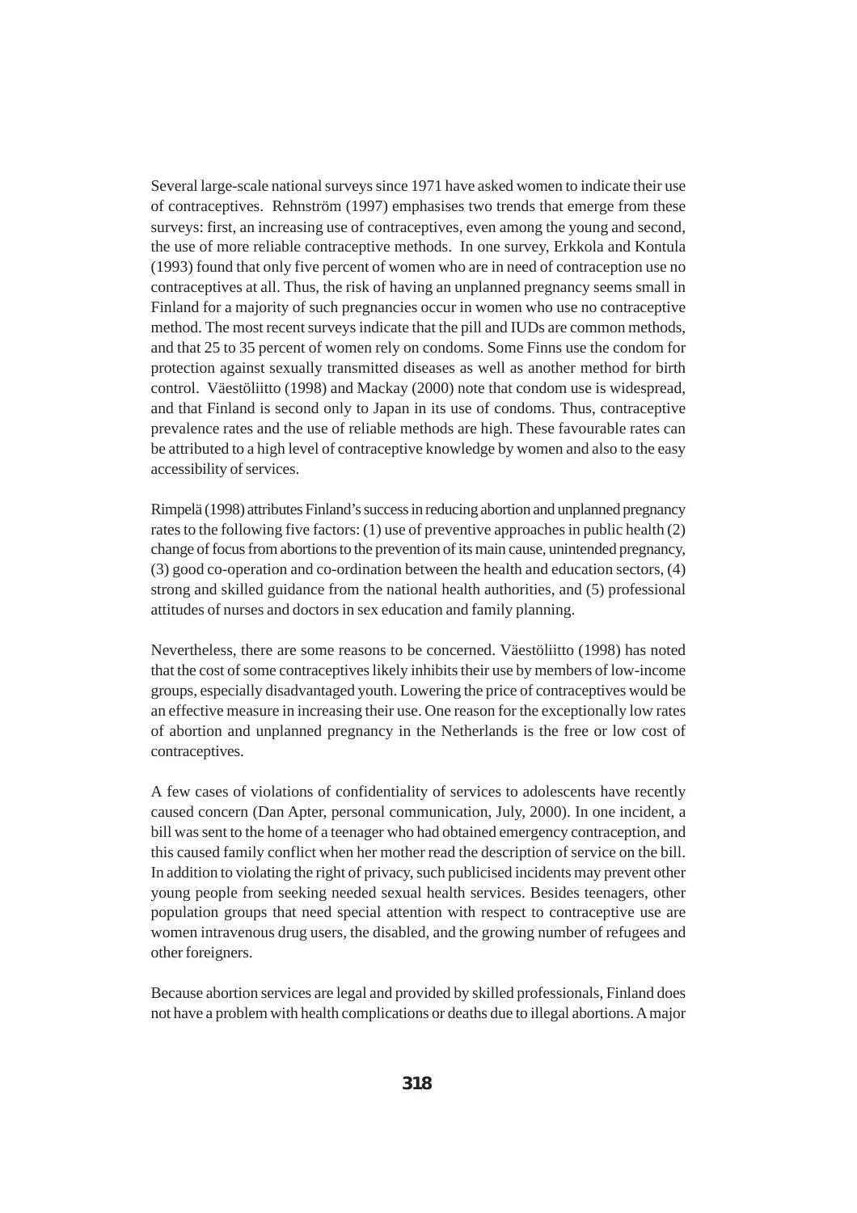Several large-scale national surveys since 1971 have asked women to indicate their use of contraceptives. Rehnström (1997) emphasises two trends that emerge from these surveys: first, an increasing use of contraceptives, even among the young and second, the use of more reliable contraceptive methods. In one survey, Erkkola and Kontula (1993) found that only five percent of women who are in need of contraception use no contraceptives at all. Thus, the risk of having an unplanned pregnancy seems small in Finland for a majority of such pregnancies occur in women who use no contraceptive method. The most recent surveys indicate that the pill and IUDs are common methods, and that 25 to 35 percent of women rely on condoms. Some Finns use the condom for protection against sexually transmitted diseases as well as another method for birth control. Väestöliitto (1998) and Mackay (2000) note that condom use is widespread, and that Finland is second only to Japan in its use of condoms. Thus, contraceptive prevalence rates and the use of reliable methods are high. These favourable rates can be attributed to a high level of contraceptive knowledge by women and also to the easy accessibility of services.

Rimpelä (1998) attributes Finland's success in reducing abortion and unplanned pregnancy rates to the following five factors: (1) use of preventive approaches in public health (2) change of focus from abortions to the prevention of its main cause, unintended pregnancy, (3) good co-operation and co-ordination between the health and education sectors, (4) strong and skilled guidance from the national health authorities, and (5) professional attitudes of nurses and doctors in sex education and family planning.

Nevertheless, there are some reasons to be concerned. Väestöliitto (1998) has noted that the cost of some contraceptives likely inhibits their use by members of low-income groups, especially disadvantaged youth. Lowering the price of contraceptives would be an effective measure in increasing their use. One reason for the exceptionally low rates of abortion and unplanned pregnancy in the Netherlands is the free or low cost of contraceptives.

A few cases of violations of confidentiality of services to adolescents have recently caused concern (Dan Apter, personal communication, July, 2000). In one incident, a bill was sent to the home of a teenager who had obtained emergency contraception, and this caused family conflict when her mother read the description of service on the bill. In addition to violating the right of privacy, such publicised incidents may prevent other young people from seeking needed sexual health services. Besides teenagers, other population groups that need special attention with respect to contraceptive use are women intravenous drug users, the disabled, and the growing number of refugees and other foreigners.

Because abortion services are legal and provided by skilled professionals, Finland does not have a problem with health complications or deaths due to illegal abortions. A major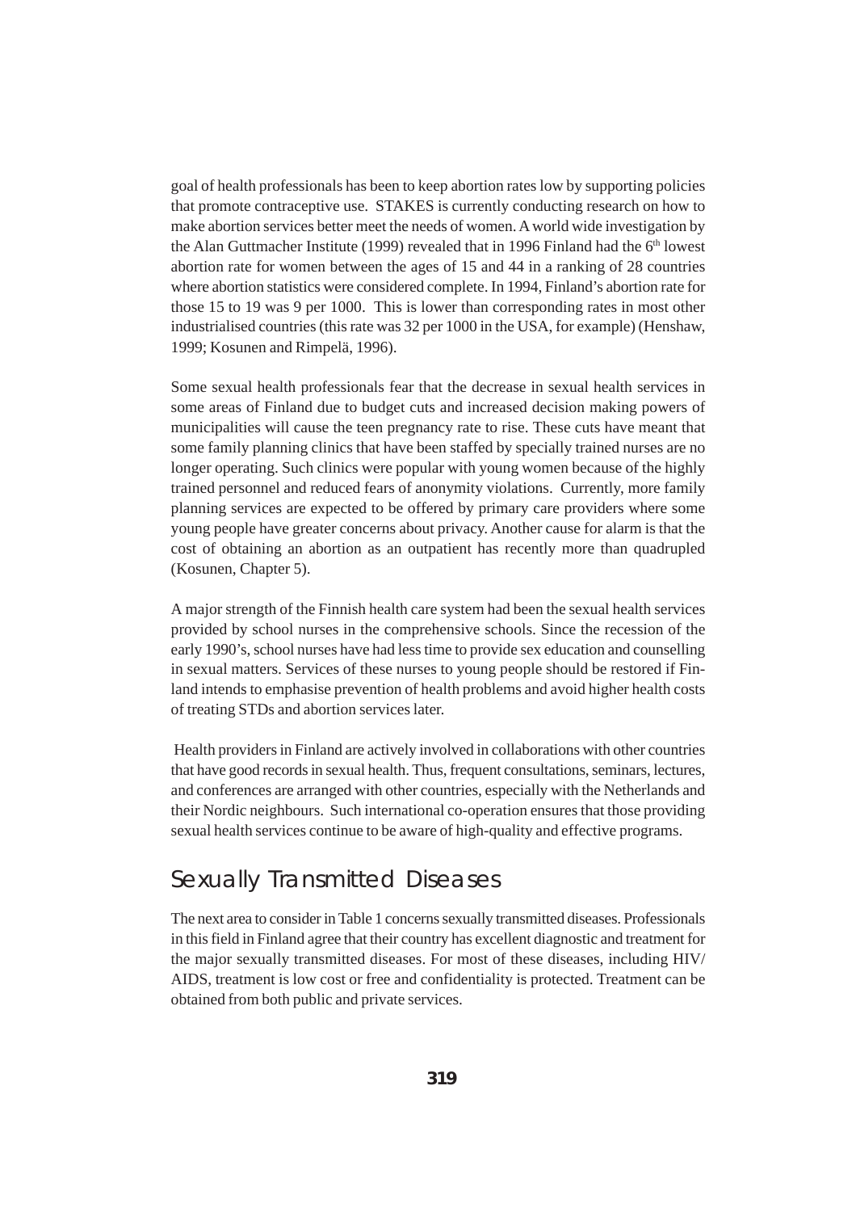goal of health professionals has been to keep abortion rates low by supporting policies that promote contraceptive use. STAKES is currently conducting research on how to make abortion services better meet the needs of women. A world wide investigation by the Alan Guttmacher Institute (1999) revealed that in 1996 Finland had the 6th lowest abortion rate for women between the ages of 15 and 44 in a ranking of 28 countries where abortion statistics were considered complete. In 1994, Finland's abortion rate for those 15 to 19 was 9 per 1000. This is lower than corresponding rates in most other industrialised countries (this rate was 32 per 1000 in the USA, for example) (Henshaw, 1999; Kosunen and Rimpelä, 1996).

Some sexual health professionals fear that the decrease in sexual health services in some areas of Finland due to budget cuts and increased decision making powers of municipalities will cause the teen pregnancy rate to rise. These cuts have meant that some family planning clinics that have been staffed by specially trained nurses are no longer operating. Such clinics were popular with young women because of the highly trained personnel and reduced fears of anonymity violations. Currently, more family planning services are expected to be offered by primary care providers where some young people have greater concerns about privacy. Another cause for alarm is that the cost of obtaining an abortion as an outpatient has recently more than quadrupled (Kosunen, Chapter 5).

A major strength of the Finnish health care system had been the sexual health services provided by school nurses in the comprehensive schools. Since the recession of the early 1990's, school nurses have had less time to provide sex education and counselling in sexual matters. Services of these nurses to young people should be restored if Finland intends to emphasise prevention of health problems and avoid higher health costs of treating STDs and abortion services later.

Health providers in Finland are actively involved in collaborations with other countries that have good records in sexual health. Thus, frequent consultations, seminars, lectures, and conferences are arranged with other countries, especially with the Netherlands and their Nordic neighbours. Such international co-operation ensures that those providing sexual health services continue to be aware of high-quality and effective programs.

## Sexually Transmitted Diseases

The next area to consider in Table 1 concerns sexually transmitted diseases. Professionals in this field in Finland agree that their country has excellent diagnostic and treatment for the major sexually transmitted diseases. For most of these diseases, including HIV/AIDS, treatment is low cost or free and confidentiality is protected. Treatment can be obtained from both public and private services.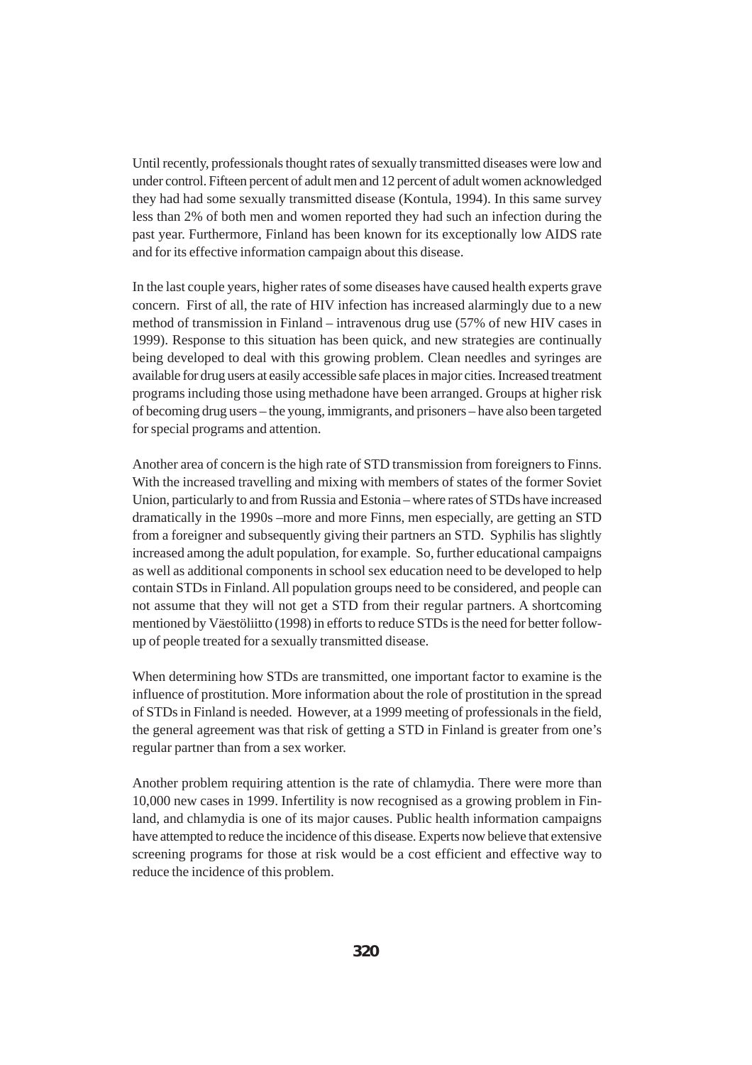Until recently, professionals thought rates of sexually transmitted diseases were low and under control. Fifteen percent of adult men and 12 percent of adult women acknowledged they had had some sexually transmitted disease (Kontula, 1994). In this same survey less than 2% of both men and women reported they had such an infection during the past year. Furthermore, Finland has been known for its exceptionally low AIDS rate and for its effective information campaign about this disease.

In the last couple years, higher rates of some diseases have caused health experts grave concern. First of all, the rate of HIV infection has increased alarmingly due to a new method of transmission in Finland – intravenous drug use (57% of new HIV cases in 1999). Response to this situation has been quick, and new strategies are continually being developed to deal with this growing problem. Clean needles and syringes are available for drug users at easily accessible safe places in major cities. Increased treatment programs including those using methadone have been arranged. Groups at higher risk of becoming drug users – the young, immigrants, and prisoners – have also been targeted for special programs and attention.

Another area of concern is the high rate of STD transmission from foreigners to Finns. With the increased travelling and mixing with members of states of the former Soviet Union, particularly to and from Russia and Estonia – where rates of STDs have increased dramatically in the 1990s –more and more Finns, men especially, are getting an STD from a foreigner and subsequently giving their partners an STD. Syphilis has slightly increased among the adult population, for example. So, further educational campaigns as well as additional components in school sex education need to be developed to help contain STDs in Finland. All population groups need to be considered, and people can not assume that they will not get a STD from their regular partners. A shortcoming mentioned by Väestöliitto (1998) in efforts to reduce STDs is the need for better follow-up of people treated for a sexually transmitted disease.

When determining how STDs are transmitted, one important factor to examine is the influence of prostitution. More information about the role of prostitution in the spread of STDs in Finland is needed. However, at a 1999 meeting of professionals in the field, the general agreement was that risk of getting a STD in Finland is greater from one's regular partner than from a sex worker.

Another problem requiring attention is the rate of chlamydia. There were more than 10,000 new cases in 1999. Infertility is now recognised as a growing problem in Finland, and chlamydia is one of its major causes. Public health information campaigns have attempted to reduce the incidence of this disease. Experts now believe that extensive screening programs for those at risk would be a cost efficient and effective way to reduce the incidence of this problem.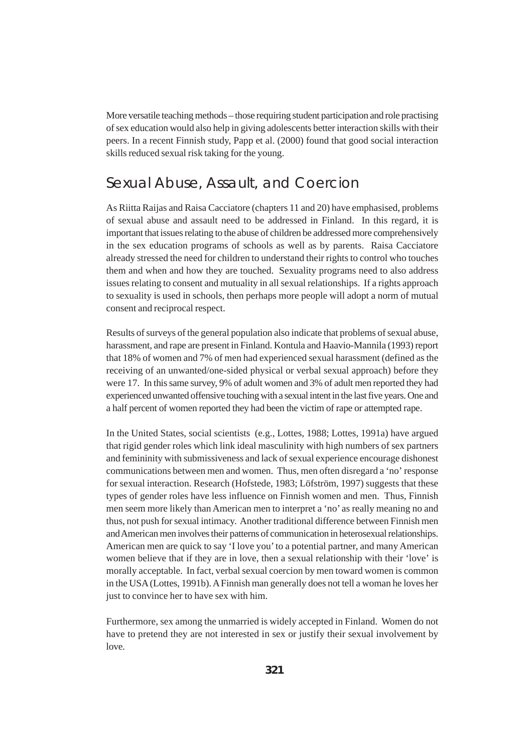More versatile teaching methods – those requiring student participation and role practising of sex education would also help in giving adolescents better interaction skills with their peers. In a recent Finnish study, Papp et al. (2000) found that good social interaction skills reduced sexual risk taking for the young.

## Sexual Abuse, Assault, and Coercion

As Riitta Raijas and Raisa Cacciatore (chapters 11 and 20) have emphasised, problems of sexual abuse and assault need to be addressed in Finland. In this regard, it is important that issues relating to the abuse of children be addressed more comprehensively in the sex education programs of schools as well as by parents. Raisa Cacciatore already stressed the need for children to understand their rights to control who touches them and when and how they are touched. Sexuality programs need to also address issues relating to consent and mutuality in all sexual relationships. If a rights approach to sexuality is used in schools, then perhaps more people will adopt a norm of mutual consent and reciprocal respect.

Results of surveys of the general population also indicate that problems of sexual abuse, harassment, and rape are present in Finland. Kontula and Haavio-Mannila (1993) report that 18% of women and 7% of men had experienced sexual harassment (defined as the receiving of an unwanted/one-sided physical or verbal sexual approach) before they were 17. In this same survey, 9% of adult women and 3% of adult men reported they had experienced unwanted offensive touching with a sexual intent in the last five years. One and a half percent of women reported they had been the victim of rape or attempted rape.

In the United States, social scientists (e.g., Lottes, 1988; Lottes, 1991a) have argued that rigid gender roles which link ideal masculinity with high numbers of sex partners and femininity with submissiveness and lack of sexual experience encourage dishonest communications between men and women. Thus, men often disregard a 'no' response for sexual interaction. Research (Hofstede, 1983; Löfström, 1997) suggests that these types of gender roles have less influence on Finnish women and men. Thus, Finnish men seem more likely than American men to interpret a 'no' as really meaning no and thus, not push for sexual intimacy. Another traditional difference between Finnish men and American men involves their patterns of communication in heterosexual relationships. American men are quick to say 'I love you' to a potential partner, and many American women believe that if they are in love, then a sexual relationship with their 'love' is morally acceptable. In fact, verbal sexual coercion by men toward women is common in the USA (Lottes, 1991b). A Finnish man generally does not tell a woman he loves her just to convince her to have sex with him.

Furthermore, sex among the unmarried is widely accepted in Finland. Women do not have to pretend they are not interested in sex or justify their sexual involvement by love.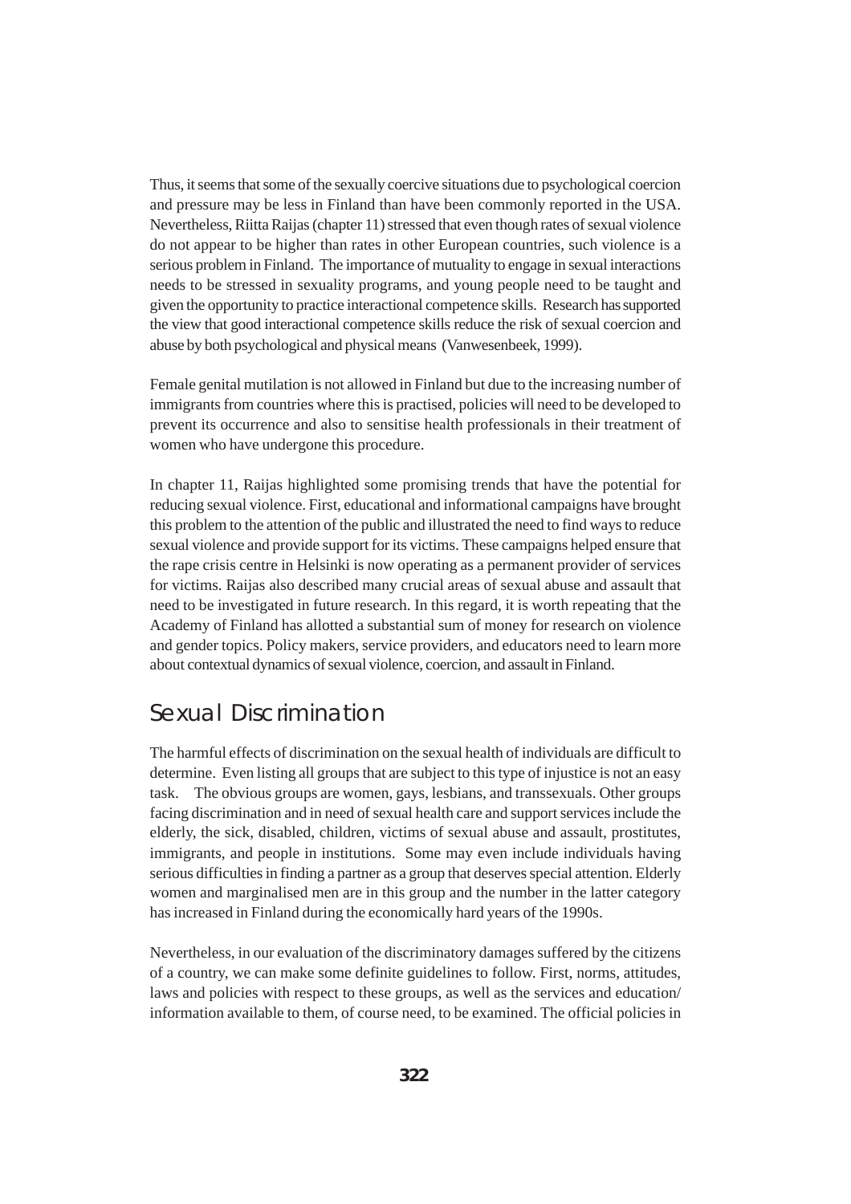Thus, it seems that some of the sexually coercive situations due to psychological coercion and pressure may be less in Finland than have been commonly reported in the USA. Nevertheless, Riitta Raijas (chapter 11) stressed that even though rates of sexual violence do not appear to be higher than rates in other European countries, such violence is a serious problem in Finland. The importance of mutuality to engage in sexual interactions needs to be stressed in sexuality programs, and young people need to be taught and given the opportunity to practice interactional competence skills. Research has supported the view that good interactional competence skills reduce the risk of sexual coercion and abuse by both psychological and physical means (Vanwesenbeek, 1999).

Female genital mutilation is not allowed in Finland but due to the increasing number of immigrants from countries where this is practised, policies will need to be developed to prevent its occurrence and also to sensitise health professionals in their treatment of women who have undergone this procedure.

In chapter 11, Raijas highlighted some promising trends that have the potential for reducing sexual violence. First, educational and informational campaigns have brought this problem to the attention of the public and illustrated the need to find ways to reduce sexual violence and provide support for its victims. These campaigns helped ensure that the rape crisis centre in Helsinki is now operating as a permanent provider of services for victims. Raijas also described many crucial areas of sexual abuse and assault that need to be investigated in future research. In this regard, it is worth repeating that the Academy of Finland has allotted a substantial sum of money for research on violence and gender topics. Policy makers, service providers, and educators need to learn more about contextual dynamics of sexual violence, coercion, and assault in Finland.

## Sexual Discrimination

The harmful effects of discrimination on the sexual health of individuals are difficult to determine. Even listing all groups that are subject to this type of injustice is not an easy task. The obvious groups are women, gays, lesbians, and transsexuals. Other groups facing discrimination and in need of sexual health care and support services include the elderly, the sick, disabled, children, victims of sexual abuse and assault, prostitutes, immigrants, and people in institutions. Some may even include individuals having serious difficulties in finding a partner as a group that deserves special attention. Elderly women and marginalised men are in this group and the number in the latter category has increased in Finland during the economically hard years of the 1990s.

Nevertheless, in our evaluation of the discriminatory damages suffered by the citizens of a country, we can make some definite guidelines to follow. First, norms, attitudes, laws and policies with respect to these groups, as well as the services and education/ information available to them, of course need, to be examined. The official policies in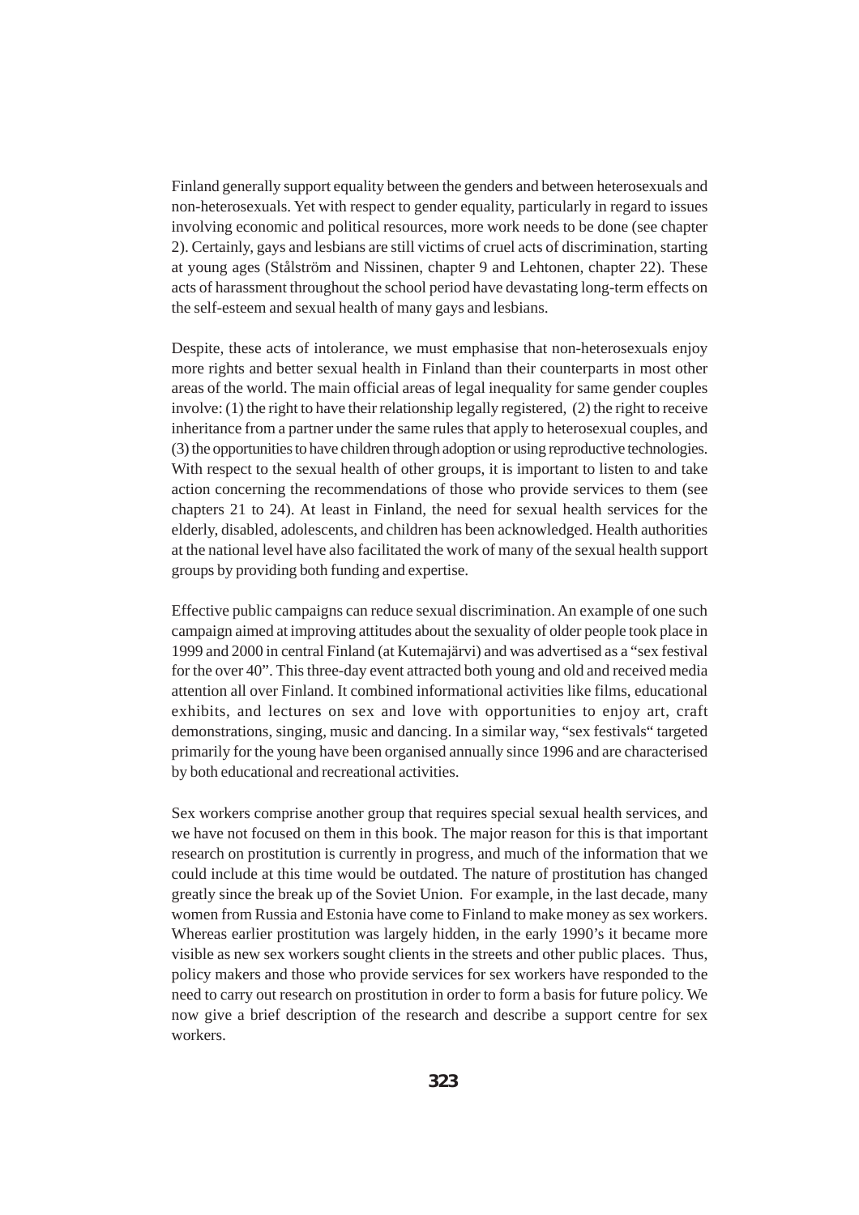Finland generally support equality between the genders and between heterosexuals and non-heterosexuals. Yet with respect to gender equality, particularly in regard to issues involving economic and political resources, more work needs to be done (see chapter 2). Certainly, gays and lesbians are still victims of cruel acts of discrimination, starting at young ages (Stålström and Nissinen, chapter 9 and Lehtonen, chapter 22). These acts of harassment throughout the school period have devastating long-term effects on the self-esteem and sexual health of many gays and lesbians.

Despite, these acts of intolerance, we must emphasise that non-heterosexuals enjoy more rights and better sexual health in Finland than their counterparts in most other areas of the world. The main official areas of legal inequality for same gender couples involve: (1) the right to have their relationship legally registered, (2) the right to receive inheritance from a partner under the same rules that apply to heterosexual couples, and (3) the opportunities to have children through adoption or using reproductive technologies. With respect to the sexual health of other groups, it is important to listen to and take action concerning the recommendations of those who provide services to them (see chapters 21 to 24). At least in Finland, the need for sexual health services for the elderly, disabled, adolescents, and children has been acknowledged. Health authorities at the national level have also facilitated the work of many of the sexual health support groups by providing both funding and expertise.

Effective public campaigns can reduce sexual discrimination. An example of one such campaign aimed at improving attitudes about the sexuality of older people took place in 1999 and 2000 in central Finland (at Kutemajärvi) and was advertised as a "sex festival for the over 40". This three-day event attracted both young and old and received media attention all over Finland. It combined informational activities like films, educational exhibits, and lectures on sex and love with opportunities to enjoy art, craft demonstrations, singing, music and dancing. In a similar way, "sex festivals" targeted primarily for the young have been organised annually since 1996 and are characterised by both educational and recreational activities.

Sex workers comprise another group that requires special sexual health services, and we have not focused on them in this book. The major reason for this is that important research on prostitution is currently in progress, and much of the information that we could include at this time would be outdated. The nature of prostitution has changed greatly since the break up of the Soviet Union. For example, in the last decade, many women from Russia and Estonia have come to Finland to make money as sex workers. Whereas earlier prostitution was largely hidden, in the early 1990's it became more visible as new sex workers sought clients in the streets and other public places. Thus, policy makers and those who provide services for sex workers have responded to the need to carry out research on prostitution in order to form a basis for future policy. We now give a brief description of the research and describe a support centre for sex workers.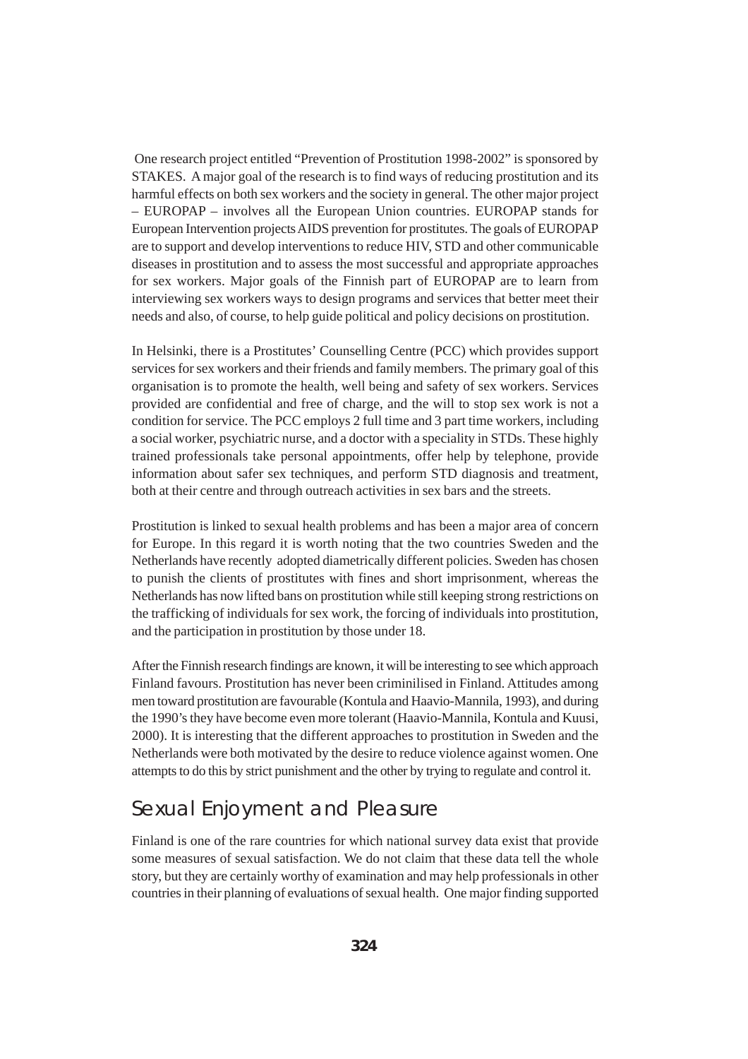One research project entitled "Prevention of Prostitution 1998-2002" is sponsored by STAKES. A major goal of the research is to find ways of reducing prostitution and its harmful effects on both sex workers and the society in general. The other major project – EUROPAP – involves all the European Union countries. EUROPAP stands for European Intervention projects AIDS prevention for prostitutes. The goals of EUROPAP are to support and develop interventions to reduce HIV, STD and other communicable diseases in prostitution and to assess the most successful and appropriate approaches for sex workers. Major goals of the Finnish part of EUROPAP are to learn from interviewing sex workers ways to design programs and services that better meet their needs and also, of course, to help guide political and policy decisions on prostitution.

In Helsinki, there is a Prostitutes' Counselling Centre (PCC) which provides support services for sex workers and their friends and family members. The primary goal of this organisation is to promote the health, well being and safety of sex workers. Services provided are confidential and free of charge, and the will to stop sex work is not a condition for service. The PCC employs 2 full time and 3 part time workers, including a social worker, psychiatric nurse, and a doctor with a speciality in STDs. These highly trained professionals take personal appointments, offer help by telephone, provide information about safer sex techniques, and perform STD diagnosis and treatment, both at their centre and through outreach activities in sex bars and the streets.

Prostitution is linked to sexual health problems and has been a major area of concern for Europe. In this regard it is worth noting that the two countries Sweden and the Netherlands have recently adopted diametrically different policies. Sweden has chosen to punish the clients of prostitutes with fines and short imprisonment, whereas the Netherlands has now lifted bans on prostitution while still keeping strong restrictions on the trafficking of individuals for sex work, the forcing of individuals into prostitution, and the participation in prostitution by those under 18.

After the Finnish research findings are known, it will be interesting to see which approach Finland favours. Prostitution has never been criminilised in Finland. Attitudes among men toward prostitution are favourable (Kontula and Haavio-Mannila, 1993), and during the 1990's they have become even more tolerant (Haavio-Mannila, Kontula and Kuusi, 2000). It is interesting that the different approaches to prostitution in Sweden and the Netherlands were both motivated by the desire to reduce violence against women. One attempts to do this by strict punishment and the other by trying to regulate and control it.

## Sexual Enjoyment and Pleasure

Finland is one of the rare countries for which national survey data exist that provide some measures of sexual satisfaction. We do not claim that these data tell the whole story, but they are certainly worthy of examination and may help professionals in other countries in their planning of evaluations of sexual health. One major finding supported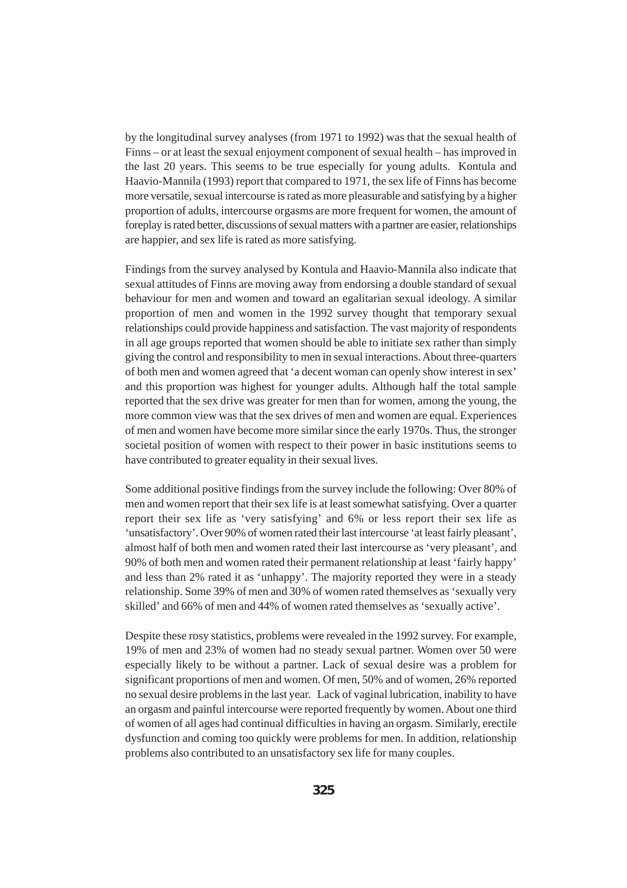by the longitudinal survey analyses (from 1971 to 1992) was that the sexual health of Finns – or at least the sexual enjoyment component of sexual health – has improved in the last 20 years. This seems to be true especially for young adults. Kontula and Haavio-Mannila (1993) report that compared to 1971, the sex life of Finns has become more versatile, sexual intercourse is rated as more pleasurable and satisfying by a higher proportion of adults, intercourse orgasms are more frequent for women, the amount of foreplay is rated better, discussions of sexual matters with a partner are easier, relationships are happier, and sex life is rated as more satisfying.

Findings from the survey analysed by Kontula and Haavio-Mannila also indicate that sexual attitudes of Finns are moving away from endorsing a double standard of sexual behaviour for men and women and toward an egalitarian sexual ideology. A similar proportion of men and women in the 1992 survey thought that temporary sexual relationships could provide happiness and satisfaction. The vast majority of respondents in all age groups reported that women should be able to initiate sex rather than simply giving the control and responsibility to men in sexual interactions. About three-quarters of both men and women agreed that 'a decent woman can openly show interest in sex' and this proportion was highest for younger adults. Although half the total sample reported that the sex drive was greater for men than for women, among the young, the more common view was that the sex drives of men and women are equal. Experiences of men and women have become more similar since the early 1970s. Thus, the stronger societal position of women with respect to their power in basic institutions seems to have contributed to greater equality in their sexual lives.

Some additional positive findings from the survey include the following: Over 80% of men and women report that their sex life is at least somewhat satisfying. Over a quarter report their sex life as 'very satisfying' and 6% or less report their sex life as 'unsatisfactory'. Over 90% of women rated their last intercourse 'at least fairly pleasant', almost half of both men and women rated their last intercourse as 'very pleasant', and 90% of both men and women rated their permanent relationship at least 'fairly happy' and less than 2% rated it as 'unhappy'. The majority reported they were in a steady relationship. Some 39% of men and 30% of women rated themselves as 'sexually very skilled' and 66% of men and 44% of women rated themselves as 'sexually active'.

Despite these rosy statistics, problems were revealed in the 1992 survey. For example, 19% of men and 23% of women had no steady sexual partner. Women over 50 were especially likely to be without a partner. Lack of sexual desire was a problem for significant proportions of men and women. Of men, 50% and of women, 26% reported no sexual desire problems in the last year. Lack of vaginal lubrication, inability to have an orgasm and painful intercourse were reported frequently by women. About one third of women of all ages had continual difficulties in having an orgasm. Similarly, erectile dysfunction and coming too quickly were problems for men. In addition, relationship problems also contributed to an unsatisfactory sex life for many couples.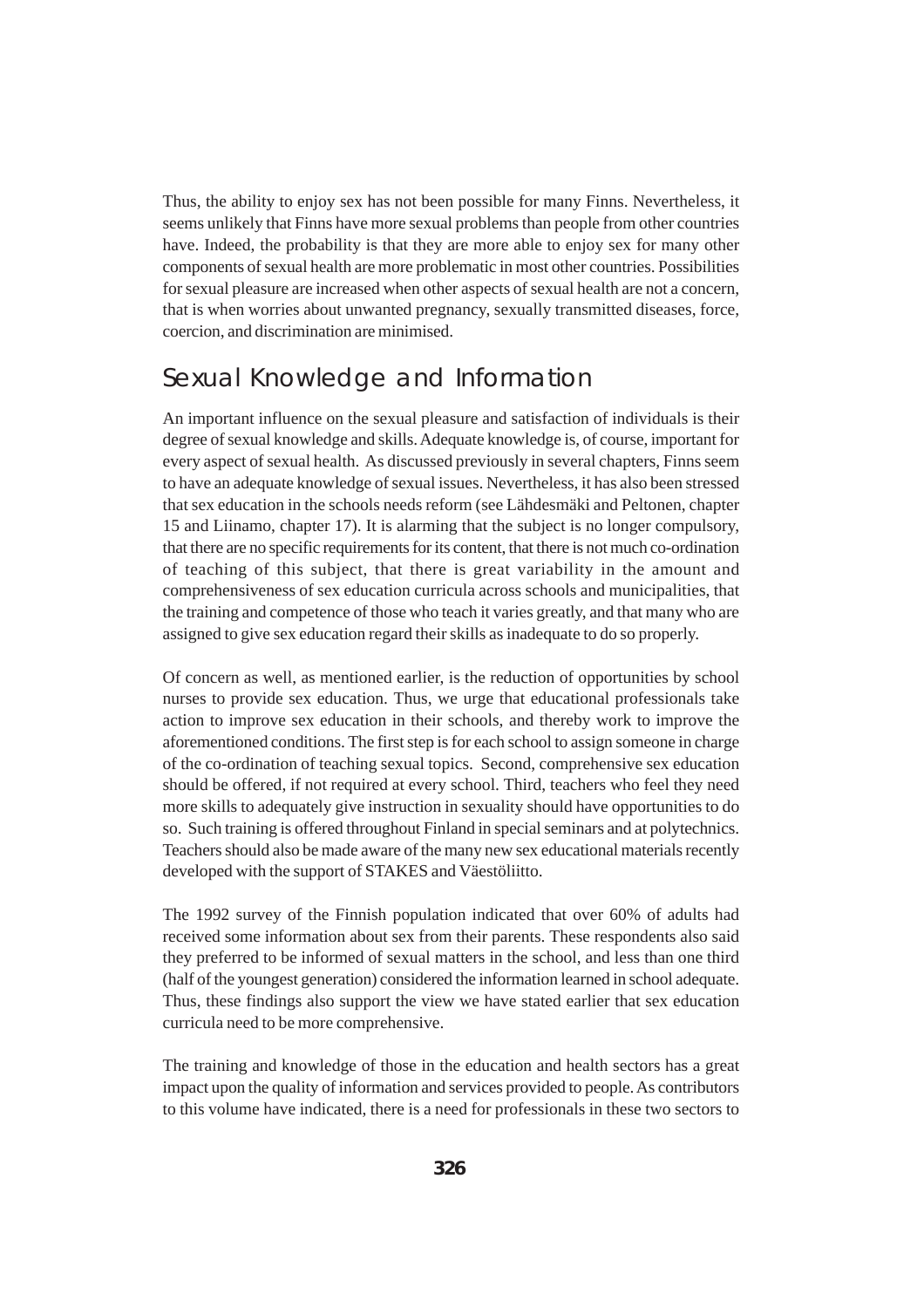Thus, the ability to enjoy sex has not been possible for many Finns. Nevertheless, it seems unlikely that Finns have more sexual problems than people from other countries have. Indeed, the probability is that they are more able to enjoy sex for many other components of sexual health are more problematic in most other countries. Possibilities for sexual pleasure are increased when other aspects of sexual health are not a concern, that is when worries about unwanted pregnancy, sexually transmitted diseases, force, coercion, and discrimination are minimised.

## Sexual Knowledge and Information

An important influence on the sexual pleasure and satisfaction of individuals is their degree of sexual knowledge and skills. Adequate knowledge is, of course, important for every aspect of sexual health. As discussed previously in several chapters, Finns seem to have an adequate knowledge of sexual issues. Nevertheless, it has also been stressed that sex education in the schools needs reform (see Lähdesmäki and Peltonen, chapter 15 and Liinamo, chapter 17). It is alarming that the subject is no longer compulsory, that there are no specific requirements for its content, that there is not much co-ordination of teaching of this subject, that there is great variability in the amount and comprehensiveness of sex education curricula across schools and municipalities, that the training and competence of those who teach it varies greatly, and that many who are assigned to give sex education regard their skills as inadequate to do so properly.

Of concern as well, as mentioned earlier, is the reduction of opportunities by school nurses to provide sex education. Thus, we urge that educational professionals take action to improve sex education in their schools, and thereby work to improve the aforementioned conditions. The first step is for each school to assign someone in charge of the co-ordination of teaching sexual topics. Second, comprehensive sex education should be offered, if not required at every school. Third, teachers who feel they need more skills to adequately give instruction in sexuality should have opportunities to do so. Such training is offered throughout Finland in special seminars and at polytechnics. Teachers should also be made aware of the many new sex educational materials recently developed with the support of STAKES and Väestöliitto.

The 1992 survey of the Finnish population indicated that over 60% of adults had received some information about sex from their parents. These respondents also said they preferred to be informed of sexual matters in the school, and less than one third (half of the youngest generation) considered the information learned in school adequate. Thus, these findings also support the view we have stated earlier that sex education curricula need to be more comprehensive.

The training and knowledge of those in the education and health sectors has a great impact upon the quality of information and services provided to people. As contributors to this volume have indicated, there is a need for professionals in these two sectors to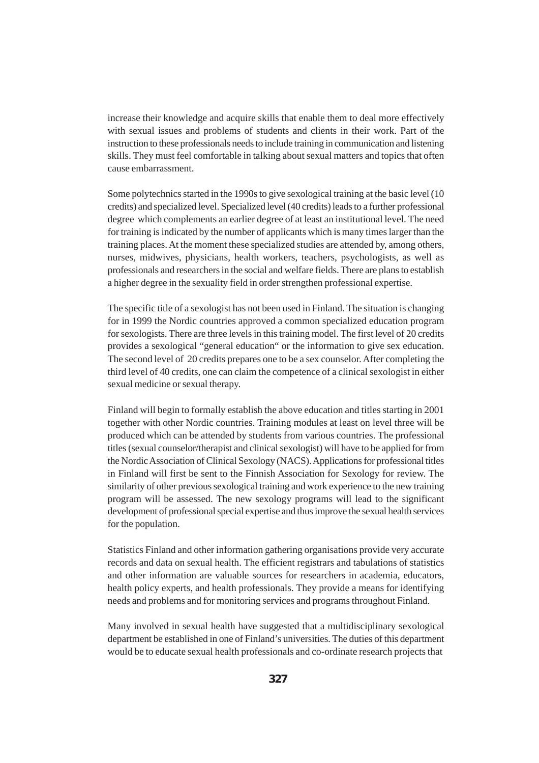increase their knowledge and acquire skills that enable them to deal more effectively with sexual issues and problems of students and clients in their work. Part of the instruction to these professionals needs to include training in communication and listening skills. They must feel comfortable in talking about sexual matters and topics that often cause embarrassment.

Some polytechnics started in the 1990s to give sexological training at the basic level (10 credits) and specialized level. Specialized level (40 credits) leads to a further professional degree which complements an earlier degree of at least an institutional level. The need for training is indicated by the number of applicants which is many times larger than the training places. At the moment these specialized studies are attended by, among others, nurses, midwives, physicians, health workers, teachers, psychologists, as well as professionals and researchers in the social and welfare fields. There are plans to establish a higher degree in the sexuality field in order strengthen professional expertise.

The specific title of a sexologist has not been used in Finland. The situation is changing for in 1999 the Nordic countries approved a common specialized education program for sexologists. There are three levels in this training model. The first level of 20 credits provides a sexological "general education" or the information to give sex education. The second level of 20 credits prepares one to be a sex counselor. After completing the third level of 40 credits, one can claim the competence of a clinical sexologist in either sexual medicine or sexual therapy.

Finland will begin to formally establish the above education and titles starting in 2001 together with other Nordic countries. Training modules at least on level three will be produced which can be attended by students from various countries. The professional titles (sexual counselor/therapist and clinical sexologist) will have to be applied for from the Nordic Association of Clinical Sexology (NACS). Applications for professional titles in Finland will first be sent to the Finnish Association for Sexology for review. The similarity of other previous sexological training and work experience to the new training program will be assessed. The new sexology programs will lead to the significant development of professional special expertise and thus improve the sexual health services for the population.

Statistics Finland and other information gathering organisations provide very accurate records and data on sexual health. The efficient registrars and tabulations of statistics and other information are valuable sources for researchers in academia, educators, health policy experts, and health professionals. They provide a means for identifying needs and problems and for monitoring services and programs throughout Finland.

Many involved in sexual health have suggested that a multidisciplinary sexological department be established in one of Finland's universities. The duties of this department would be to educate sexual health professionals and co-ordinate research projects that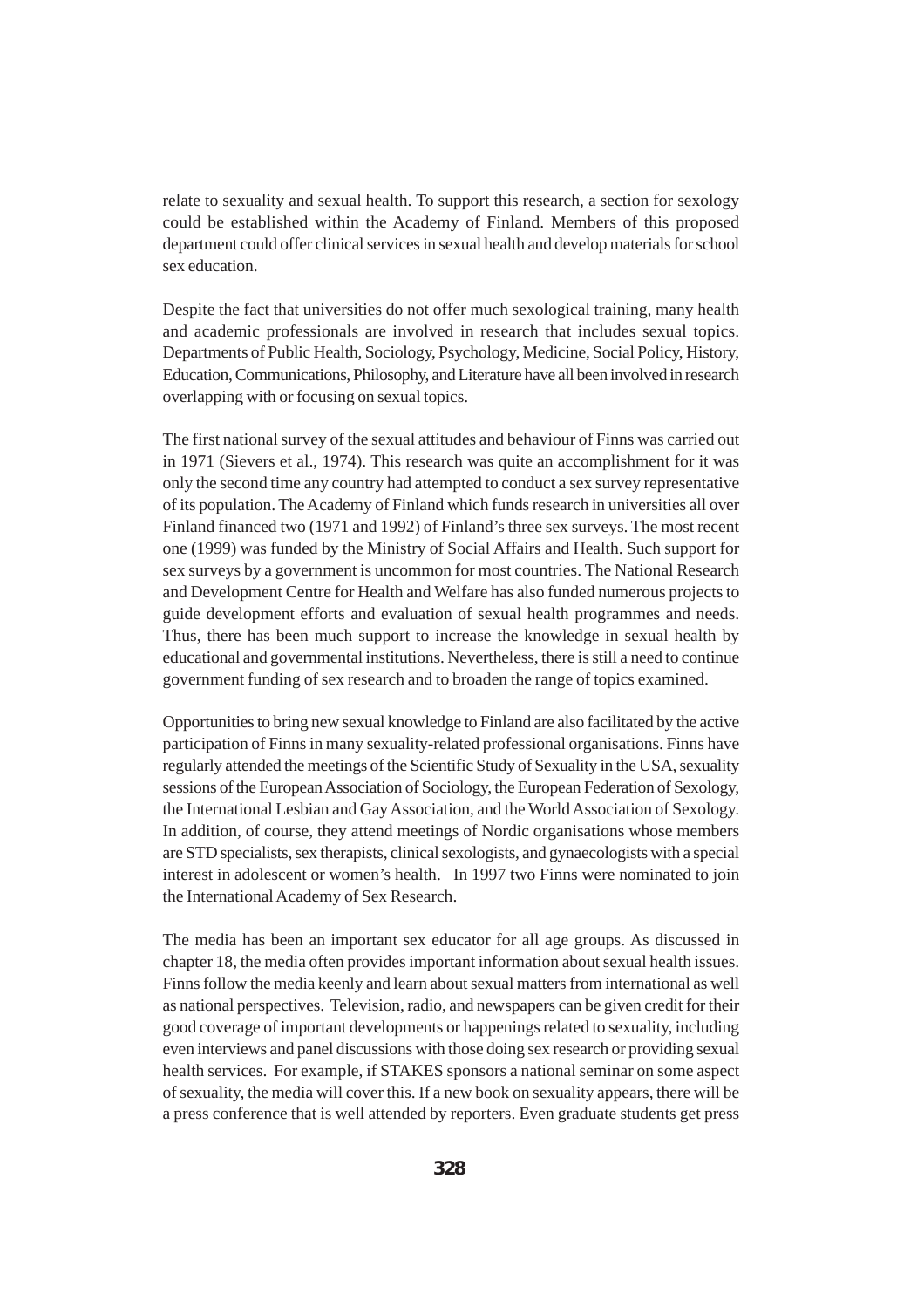relate to sexuality and sexual health. To support this research, a section for sexology could be established within the Academy of Finland. Members of this proposed department could offer clinical services in sexual health and develop materials for school sex education.

Despite the fact that universities do not offer much sexological training, many health and academic professionals are involved in research that includes sexual topics. Departments of Public Health, Sociology, Psychology, Medicine, Social Policy, History, Education, Communications, Philosophy, and Literature have all been involved in research overlapping with or focusing on sexual topics.

The first national survey of the sexual attitudes and behaviour of Finns was carried out in 1971 (Sievers et al., 1974). This research was quite an accomplishment for it was only the second time any country had attempted to conduct a sex survey representative of its population. The Academy of Finland which funds research in universities all over Finland financed two (1971 and 1992) of Finland's three sex surveys. The most recent one (1999) was funded by the Ministry of Social Affairs and Health. Such support for sex surveys by a government is uncommon for most countries. The National Research and Development Centre for Health and Welfare has also funded numerous projects to guide development efforts and evaluation of sexual health programmes and needs. Thus, there has been much support to increase the knowledge in sexual health by educational and governmental institutions. Nevertheless, there is still a need to continue government funding of sex research and to broaden the range of topics examined.

Opportunities to bring new sexual knowledge to Finland are also facilitated by the active participation of Finns in many sexuality-related professional organisations. Finns have regularly attended the meetings of the Scientific Study of Sexuality in the USA, sexuality sessions of the European Association of Sociology, the European Federation of Sexology, the International Lesbian and Gay Association, and the World Association of Sexology. In addition, of course, they attend meetings of Nordic organisations whose members are STD specialists, sex therapists, clinical sexologists, and gynaecologists with a special interest in adolescent or women's health. In 1997 two Finns were nominated to join the International Academy of Sex Research.

The media has been an important sex educator for all age groups. As discussed in chapter 18, the media often provides important information about sexual health issues. Finns follow the media keenly and learn about sexual matters from international as well as national perspectives. Television, radio, and newspapers can be given credit for their good coverage of important developments or happenings related to sexuality, including even interviews and panel discussions with those doing sex research or providing sexual health services. For example, if STAKES sponsors a national seminar on some aspect of sexuality, the media will cover this. If a new book on sexuality appears, there will be a press conference that is well attended by reporters. Even graduate students get press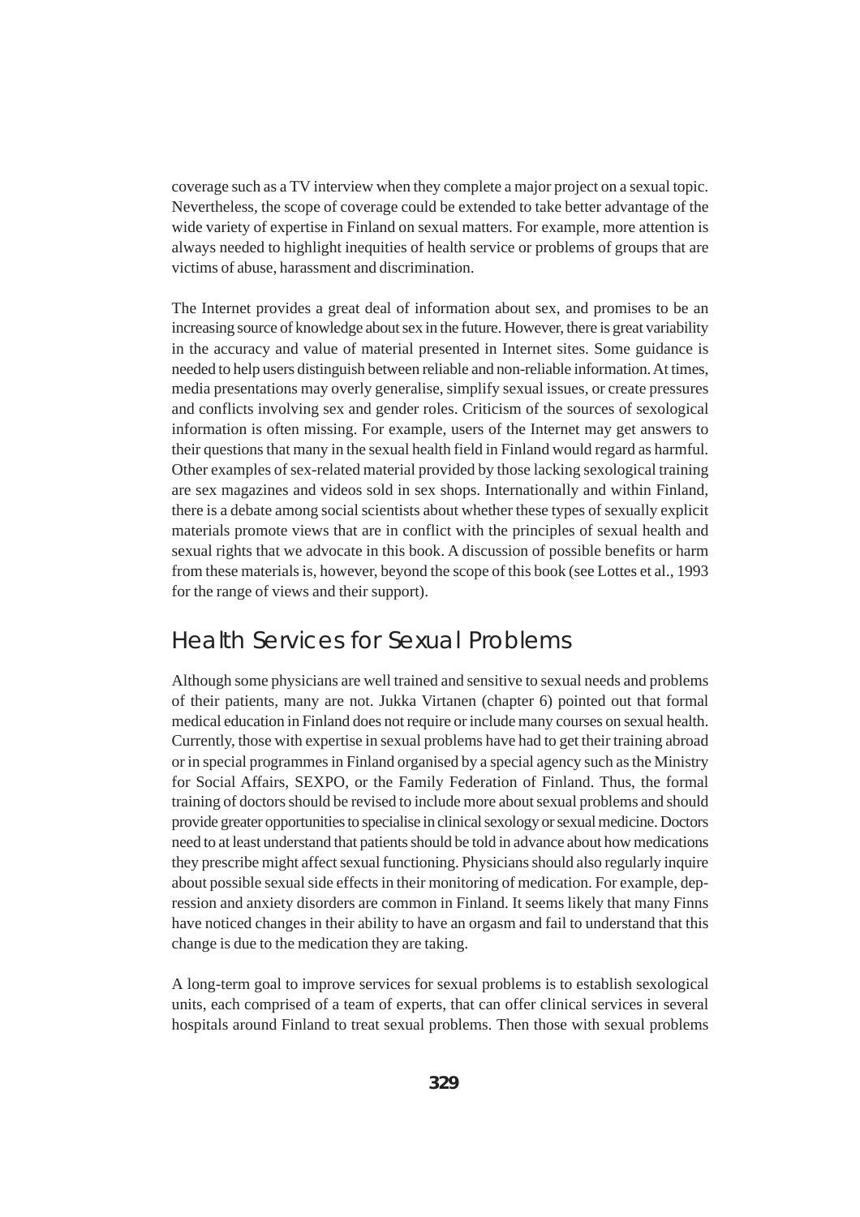coverage such as a TV interview when they complete a major project on a sexual topic. Nevertheless, the scope of coverage could be extended to take better advantage of the wide variety of expertise in Finland on sexual matters. For example, more attention is always needed to highlight inequities of health service or problems of groups that are victims of abuse, harassment and discrimination.

The Internet provides a great deal of information about sex, and promises to be an increasing source of knowledge about sex in the future. However, there is great variability in the accuracy and value of material presented in Internet sites. Some guidance is needed to help users distinguish between reliable and non-reliable information. At times, media presentations may overly generalise, simplify sexual issues, or create pressures and conflicts involving sex and gender roles. Criticism of the sources of sexological information is often missing. For example, users of the Internet may get answers to their questions that many in the sexual health field in Finland would regard as harmful. Other examples of sex-related material provided by those lacking sexological training are sex magazines and videos sold in sex shops. Internationally and within Finland, there is a debate among social scientists about whether these types of sexually explicit materials promote views that are in conflict with the principles of sexual health and sexual rights that we advocate in this book. A discussion of possible benefits or harm from these materials is, however, beyond the scope of this book (see Lottes et al., 1993 for the range of views and their support).

## Health Services for Sexual Problems

Although some physicians are well trained and sensitive to sexual needs and problems of their patients, many are not. Jukka Virtanen (chapter 6) pointed out that formal medical education in Finland does not require or include many courses on sexual health. Currently, those with expertise in sexual problems have had to get their training abroad or in special programmes in Finland organised by a special agency such as the Ministry for Social Affairs, SEXPO, or the Family Federation of Finland. Thus, the formal training of doctors should be revised to include more about sexual problems and should provide greater opportunities to specialise in clinical sexology or sexual medicine. Doctors need to at least understand that patients should be told in advance about how medications they prescribe might affect sexual functioning. Physicians should also regularly inquire about possible sexual side effects in their monitoring of medication. For example, depression and anxiety disorders are common in Finland. It seems likely that many Finns have noticed changes in their ability to have an orgasm and fail to understand that this change is due to the medication they are taking.

A long-term goal to improve services for sexual problems is to establish sexological units, each comprised of a team of experts, that can offer clinical services in several hospitals around Finland to treat sexual problems. Then those with sexual problems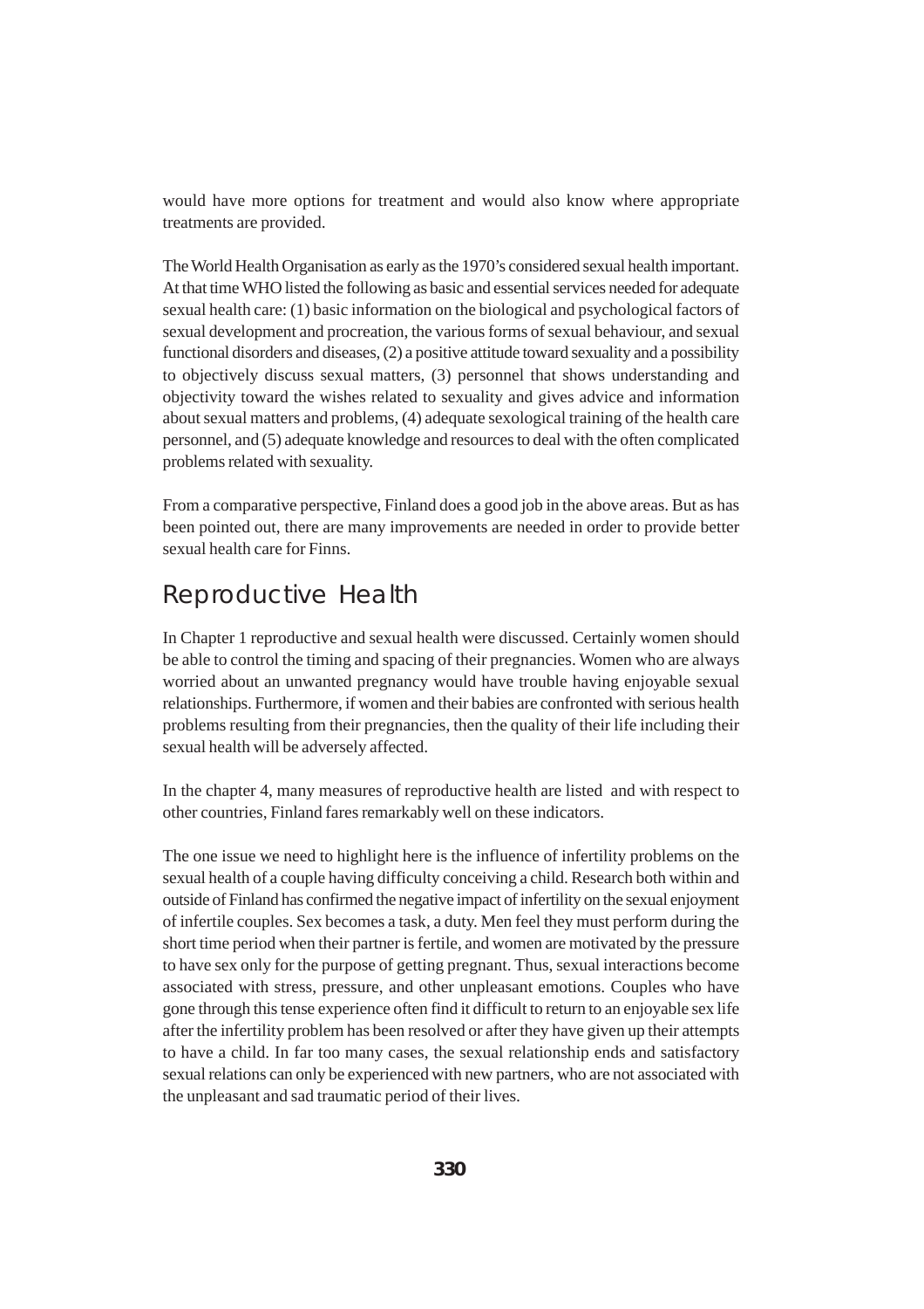would have more options for treatment and would also know where appropriate treatments are provided.

The World Health Organisation as early as the 1970's considered sexual health important. At that time WHO listed the following as basic and essential services needed for adequate sexual health care: (1) basic information on the biological and psychological factors of sexual development and procreation, the various forms of sexual behaviour, and sexual functional disorders and diseases, (2) a positive attitude toward sexuality and a possibility to objectively discuss sexual matters, (3) personnel that shows understanding and objectivity toward the wishes related to sexuality and gives advice and information about sexual matters and problems, (4) adequate sexological training of the health care personnel, and (5) adequate knowledge and resources to deal with the often complicated problems related with sexuality.

From a comparative perspective, Finland does a good job in the above areas. But as has been pointed out, there are many improvements are needed in order to provide better sexual health care for Finns.

## Reproductive Health

In Chapter 1 reproductive and sexual health were discussed. Certainly women should be able to control the timing and spacing of their pregnancies. Women who are always worried about an unwanted pregnancy would have trouble having enjoyable sexual relationships. Furthermore, if women and their babies are confronted with serious health problems resulting from their pregnancies, then the quality of their life including their sexual health will be adversely affected.

In the chapter 4, many measures of reproductive health are listed and with respect to other countries, Finland fares remarkably well on these indicators.

The one issue we need to highlight here is the influence of infertility problems on the sexual health of a couple having difficulty conceiving a child. Research both within and outside of Finland has confirmed the negative impact of infertility on the sexual enjoyment of infertile couples. Sex becomes a task, a duty. Men feel they must perform during the short time period when their partner is fertile, and women are motivated by the pressure to have sex only for the purpose of getting pregnant. Thus, sexual interactions become associated with stress, pressure, and other unpleasant emotions. Couples who have gone through this tense experience often find it difficult to return to an enjoyable sex life after the infertility problem has been resolved or after they have given up their attempts to have a child. In far too many cases, the sexual relationship ends and satisfactory sexual relations can only be experienced with new partners, who are not associated with the unpleasant and sad traumatic period of their lives.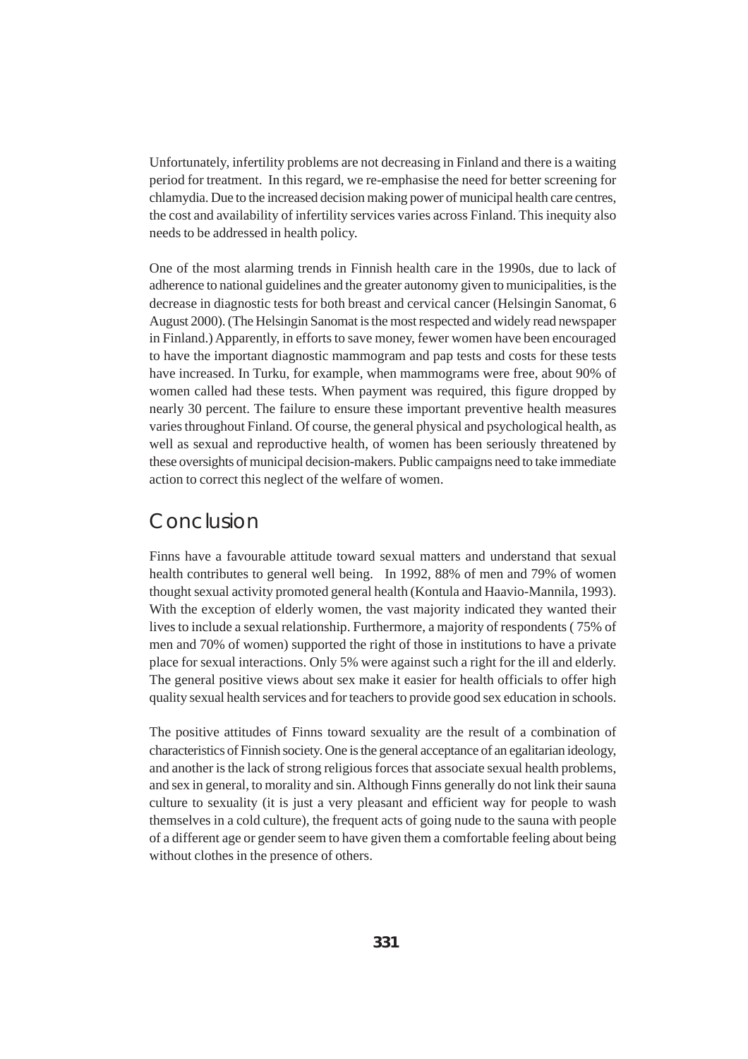Unfortunately, infertility problems are not decreasing in Finland and there is a waiting period for treatment. In this regard, we re-emphasise the need for better screening for chlamydia. Due to the increased decision making power of municipal health care centres, the cost and availability of infertility services varies across Finland. This inequity also needs to be addressed in health policy.

One of the most alarming trends in Finnish health care in the 1990s, due to lack of adherence to national guidelines and the greater autonomy given to municipalities, is the decrease in diagnostic tests for both breast and cervical cancer (Helsingin Sanomat, 6 August 2000). (The Helsingin Sanomat is the most respected and widely read newspaper in Finland.) Apparently, in efforts to save money, fewer women have been encouraged to have the important diagnostic mammogram and pap tests and costs for these tests have increased. In Turku, for example, when mammograms were free, about 90% of women called had these tests. When payment was required, this figure dropped by nearly 30 percent. The failure to ensure these important preventive health measures varies throughout Finland. Of course, the general physical and psychological health, as well as sexual and reproductive health, of women has been seriously threatened by these oversights of municipal decision-makers. Public campaigns need to take immediate action to correct this neglect of the welfare of women.

## Conclusion

Finns have a favourable attitude toward sexual matters and understand that sexual health contributes to general well being. In 1992, 88% of men and 79% of women thought sexual activity promoted general health (Kontula and Haavio-Mannila, 1993). With the exception of elderly women, the vast majority indicated they wanted their lives to include a sexual relationship. Furthermore, a majority of respondents ( 75% of men and 70% of women) supported the right of those in institutions to have a private place for sexual interactions. Only 5% were against such a right for the ill and elderly. The general positive views about sex make it easier for health officials to offer high quality sexual health services and for teachers to provide good sex education in schools.

The positive attitudes of Finns toward sexuality are the result of a combination of characteristics of Finnish society. One is the general acceptance of an egalitarian ideology, and another is the lack of strong religious forces that associate sexual health problems, and sex in general, to morality and sin. Although Finns generally do not link their sauna culture to sexuality (it is just a very pleasant and efficient way for people to wash themselves in a cold culture), the frequent acts of going nude to the sauna with people of a different age or gender seem to have given them a comfortable feeling about being without clothes in the presence of others.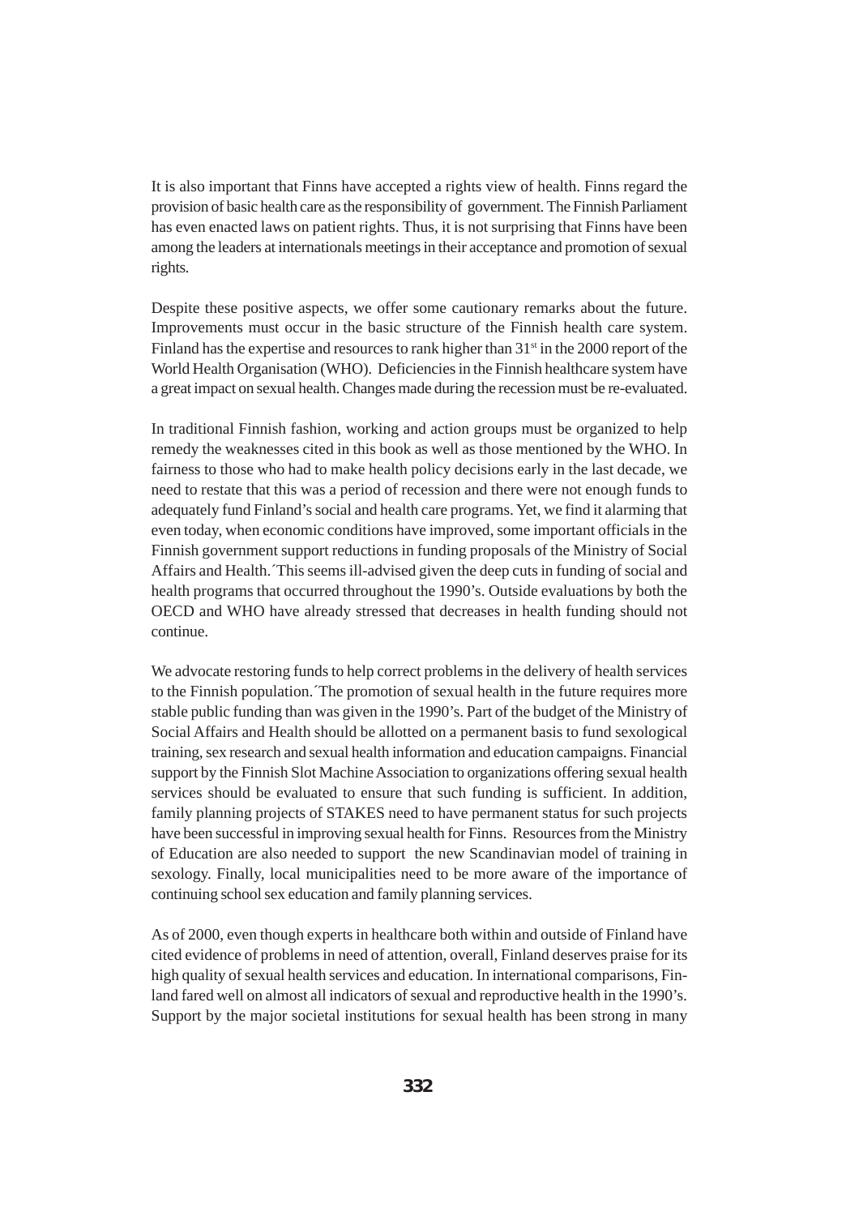It is also important that Finns have accepted a rights view of health. Finns regard the provision of basic health care as the responsibility of government. The Finnish Parliament has even enacted laws on patient rights. Thus, it is not surprising that Finns have been among the leaders at internationals meetings in their acceptance and promotion of sexual rights.

Despite these positive aspects, we offer some cautionary remarks about the future. Improvements must occur in the basic structure of the Finnish health care system. Finland has the expertise and resources to rank higher than 31st in the 2000 report of the World Health Organisation (WHO). Deficiencies in the Finnish healthcare system have a great impact on sexual health. Changes made during the recession must be re-evaluated.

In traditional Finnish fashion, working and action groups must be organized to help remedy the weaknesses cited in this book as well as those mentioned by the WHO. In fairness to those who had to make health policy decisions early in the last decade, we need to restate that this was a period of recession and there were not enough funds to adequately fund Finland's social and health care programs. Yet, we find it alarming that even today, when economic conditions have improved, some important officials in the Finnish government support reductions in funding proposals of the Ministry of Social Affairs and Health.´This seems ill-advised given the deep cuts in funding of social and health programs that occurred throughout the 1990's. Outside evaluations by both the OECD and WHO have already stressed that decreases in health funding should not continue.

We advocate restoring funds to help correct problems in the delivery of health services to the Finnish population.´The promotion of sexual health in the future requires more stable public funding than was given in the 1990's. Part of the budget of the Ministry of Social Affairs and Health should be allotted on a permanent basis to fund sexological training, sex research and sexual health information and education campaigns. Financial support by the Finnish Slot Machine Association to organizations offering sexual health services should be evaluated to ensure that such funding is sufficient. In addition, family planning projects of STAKES need to have permanent status for such projects have been successful in improving sexual health for Finns. Resources from the Ministry of Education are also needed to support the new Scandinavian model of training in sexology. Finally, local municipalities need to be more aware of the importance of continuing school sex education and family planning services.

As of 2000, even though experts in healthcare both within and outside of Finland have cited evidence of problems in need of attention, overall, Finland deserves praise for its high quality of sexual health services and education. In international comparisons, Finland fared well on almost all indicators of sexual and reproductive health in the 1990's. Support by the major societal institutions for sexual health has been strong in many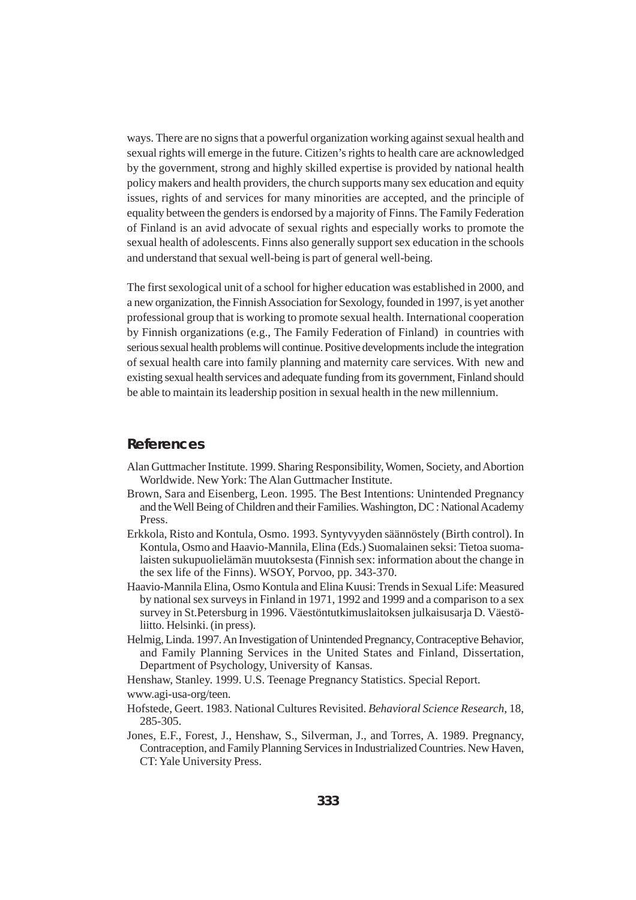ways. There are no signs that a powerful organization working against sexual health and sexual rights will emerge in the future. Citizen's rights to health care are acknowledged by the government, strong and highly skilled expertise is provided by national health policy makers and health providers, the church supports many sex education and equity issues, rights of and services for many minorities are accepted, and the principle of equality between the genders is endorsed by a majority of Finns. The Family Federation of Finland is an avid advocate of sexual rights and especially works to promote the sexual health of adolescents. Finns also generally support sex education in the schools and understand that sexual well-being is part of general well-being.

The first sexological unit of a school for higher education was established in 2000, and a new organization, the Finnish Association for Sexology, founded in 1997, is yet another professional group that is working to promote sexual health. International cooperation by Finnish organizations (e.g., The Family Federation of Finland) in countries with serious sexual health problems will continue. Positive developments include the integration of sexual health care into family planning and maternity care services. With new and existing sexual health services and adequate funding from its government, Finland should be able to maintain its leadership position in sexual health in the new millennium.

## References

Alan Guttmacher Institute. 1999. Sharing Responsibility, Women, Society, and Abortion Worldwide. New York: The Alan Guttmacher Institute.

Brown, Sara and Eisenberg, Leon. 1995. The Best Intentions: Unintended Pregnancy and the Well Being of Children and their Families. Washington, DC : National Academy Press.

Erkkola, Risto and Kontula, Osmo. 1993. Syntyvyyden säännöstely (Birth control). In Kontula, Osmo and Haavio-Mannila, Elina (Eds.) Suomalainen seksi: Tietoa suomalaisten sukupuolielämän muutoksesta (Finnish sex: information about the change in the sex life of the Finns). WSOY, Porvoo, pp. 343-370.

Haavio-Mannila Elina, Osmo Kontula and Elina Kuusi: Trends in Sexual Life: Measured by national sex surveys in Finland in 1971, 1992 and 1999 and a comparison to a sex survey in St.Petersburg in 1996. Väestöntutkimuslaitoksen julkaisusarja D. Väestöliitto. Helsinki. (in press).

Helmig, Linda. 1997. An Investigation of Unintended Pregnancy, Contraceptive Behavior, and Family Planning Services in the United States and Finland, Dissertation, Department of Psychology, University of Kansas.

Henshaw, Stanley. 1999. U.S. Teenage Pregnancy Statistics. Special Report.

www.agi-usa-org/teen.

Hofstede, Geert. 1983. National Cultures Revisited. *Behavioral Science Research*, 18, 285-305.

Jones, E.F., Forest, J., Henshaw, S., Silverman, J., and Torres, A. 1989. Pregnancy, Contraception, and Family Planning Services in Industrialized Countries. New Haven, CT: Yale University Press.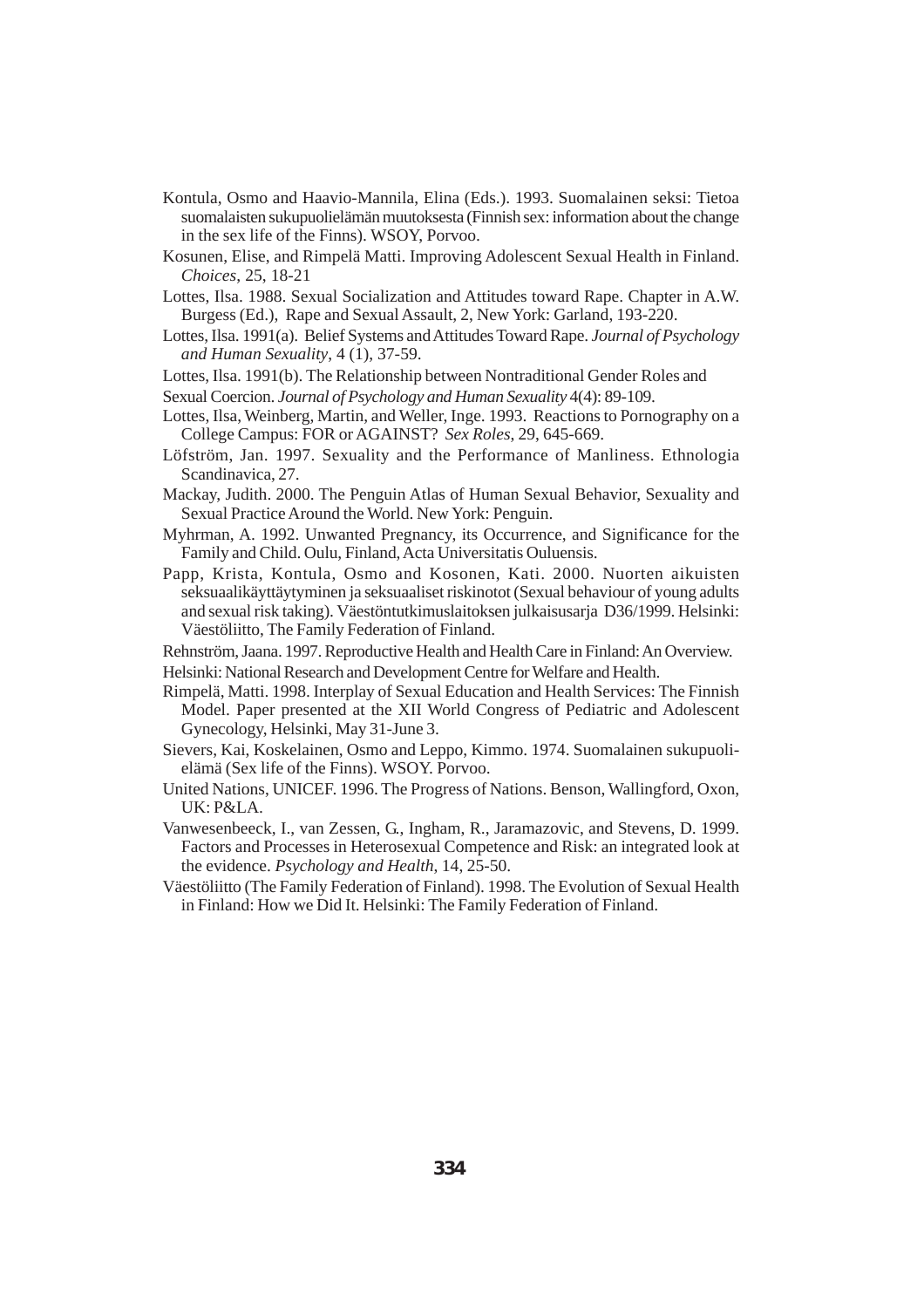Kontula, Osmo and Haavio-Mannila, Elina (Eds.). 1993. Suomalainen seksi: Tietoa suomalaisten sukupuolielämän muutoksesta (Finnish sex: information about the change in the sex life of the Finns). WSOY, Porvoo.

Kosunen, Elise, and Rimpelä Matti. Improving Adolescent Sexual Health in Finland. *Choices*, 25, 18-21

Lottes, Ilsa. 1988. Sexual Socialization and Attitudes toward Rape. Chapter in A.W. Burgess (Ed.), Rape and Sexual Assault, 2, New York: Garland, 193-220.

Lottes, Ilsa. 1991(a). Belief Systems and Attitudes Toward Rape. *Journal of Psychology and Human Sexuality*, 4 (1), 37-59.

Lottes, Ilsa. 1991(b). The Relationship between Nontraditional Gender Roles and Sexual Coercion. *Journal of Psychology and Human Sexuality* 4(4): 89-109.

Lottes, Ilsa, Weinberg, Martin, and Weller, Inge. 1993. Reactions to Pornography on a College Campus: FOR or AGAINST? *Sex Roles*, 29, 645-669.

Löfström, Jan. 1997. Sexuality and the Performance of Manliness. Ethnologia Scandinavica, 27.

Mackay, Judith. 2000. The Penguin Atlas of Human Sexual Behavior, Sexuality and Sexual Practice Around the World. New York: Penguin.

Myhrman, A. 1992. Unwanted Pregnancy, its Occurrence, and Significance for the Family and Child. Oulu, Finland, Acta Universitatis Ouluensis.

Papp, Krista, Kontula, Osmo and Kosonen, Kati. 2000. Nuorten aikuisten seksuaalikäyttäytyminen ja seksuaaliset riskinotot (Sexual behaviour of young adults and sexual risk taking). Väestöntutkimuslaitoksen julkaisusarja D36/1999. Helsinki: Väestöliitto, The Family Federation of Finland.

Rehnström, Jaana. 1997. Reproductive Health and Health Care in Finland: An Overview. Helsinki: National Research and Development Centre for Welfare and Health.

Rimpelä, Matti. 1998. Interplay of Sexual Education and Health Services: The Finnish Model. Paper presented at the XII World Congress of Pediatric and Adolescent Gynecology, Helsinki, May 31-June 3.

Sievers, Kai, Koskelainen, Osmo and Leppo, Kimmo. 1974. Suomalainen sukupuolielämä (Sex life of the Finns). WSOY. Porvoo.

United Nations, UNICEF. 1996. The Progress of Nations. Benson, Wallingford, Oxon, UK: P&LA.

Vanwesenbeeck, I., van Zessen, G., Ingham, R., Jaramazovic, and Stevens, D. 1999. Factors and Processes in Heterosexual Competence and Risk: an integrated look at the evidence. *Psychology and Health*, 14, 25-50.

Väestöliitto (The Family Federation of Finland). 1998. The Evolution of Sexual Health in Finland: How we Did It. Helsinki: The Family Federation of Finland.